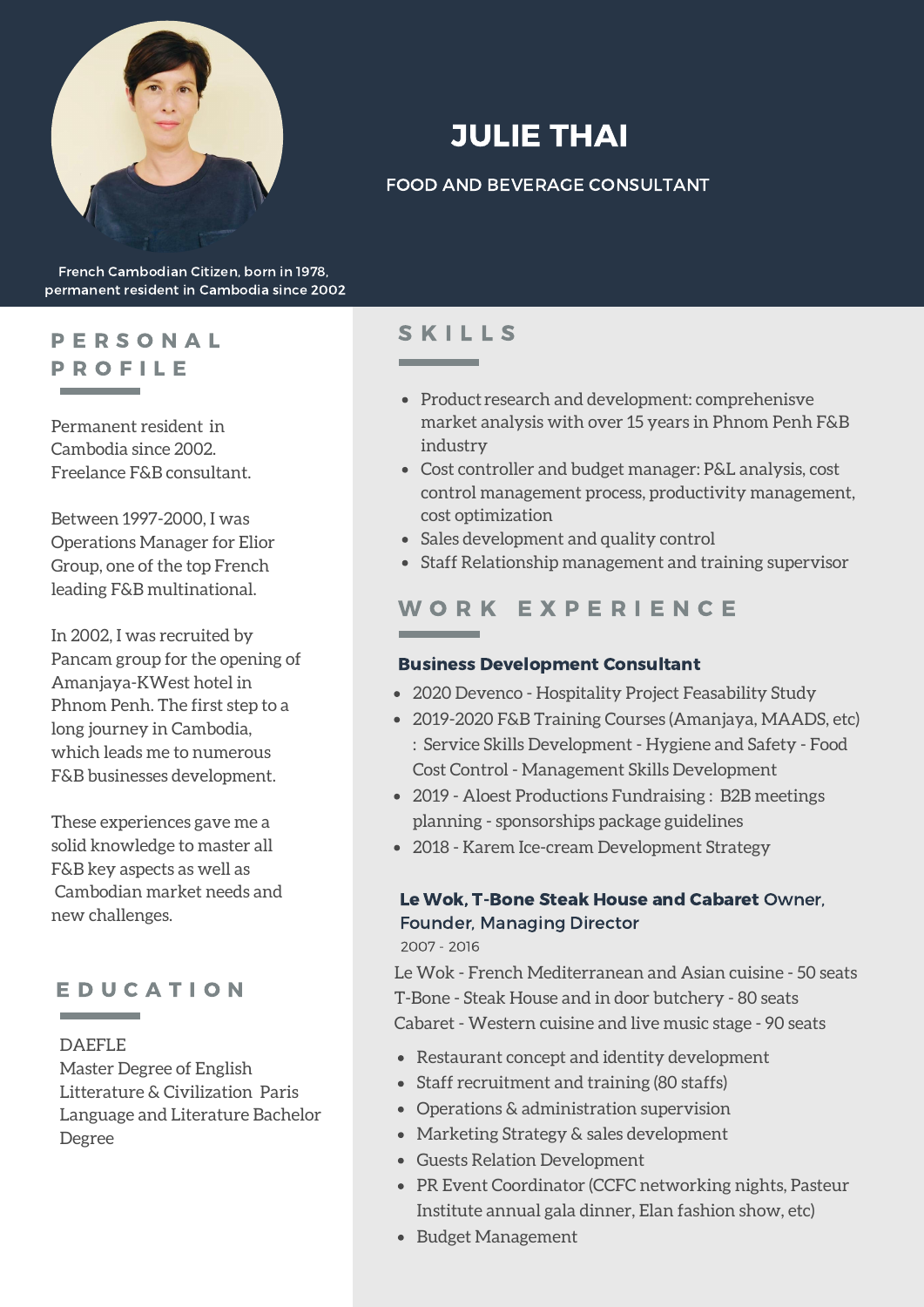# JULIE THAI

FOOD AND BEVERAGE CONSULTANT

French Cambodian Citizen, born in 1978,
permanent resident in Cambodia since 2002

## PERSONAL PROFILE

Permanent resident in Cambodia since 2002.
Freelance F&B consultant.

Between 1997-2000, I was Operations Manager for Elior Group, one of the top French leading F&B multinational.

In 2002, I was recruited by Pancam group for the opening of Amanjaya-KWest hotel in Phnom Penh. The first step to a long journey in Cambodia, which leads me to numerous F&B businesses development.

These experiences gave me a solid knowledge to master all F&B key aspects as well as Cambodian market needs and new challenges.

## EDUCATION

DAEFLE
Master Degree of English Litterature & Civilization Paris
Language and Literature Bachelor Degree

## SKILLS

- Product research and development: comprehenisve market analysis with over 15 years in Phnom Penh F&B industry
- Cost controller and budget manager: P&L analysis, cost control management process, productivity management, cost optimization
- Sales development and quality control
- Staff Relationship management and training supervisor

## WORK EXPERIENCE

### Business Development Consultant

- 2020 Devenco - Hospitality Project Feasability Study
- 2019-2020 F&B Training Courses (Amanjaya, MAADS, etc) : Service Skills Development - Hygiene and Safety - Food Cost Control - Management Skills Development
- 2019 - Aloest Productions Fundraising : B2B meetings planning - sponsorships package guidelines
- 2018 - Karem Ice-cream Development Strategy

### **Le Wok, T-Bone Steak House and Cabaret** Owner, Founder, Managing Director

2007 - 2016

Le Wok - French Mediterranean and Asian cuisine - 50 seats
T-Bone - Steak House and in door butchery - 80 seats
Cabaret - Western cuisine and live music stage - 90 seats

- Restaurant concept and identity development
- Staff recruitment and training (80 staffs)
- Operations & administration supervision
- Marketing Strategy & sales development
- Guests Relation Development
- PR Event Coordinator (CCFC networking nights, Pasteur Institute annual gala dinner, Elan fashion show, etc)
- Budget Management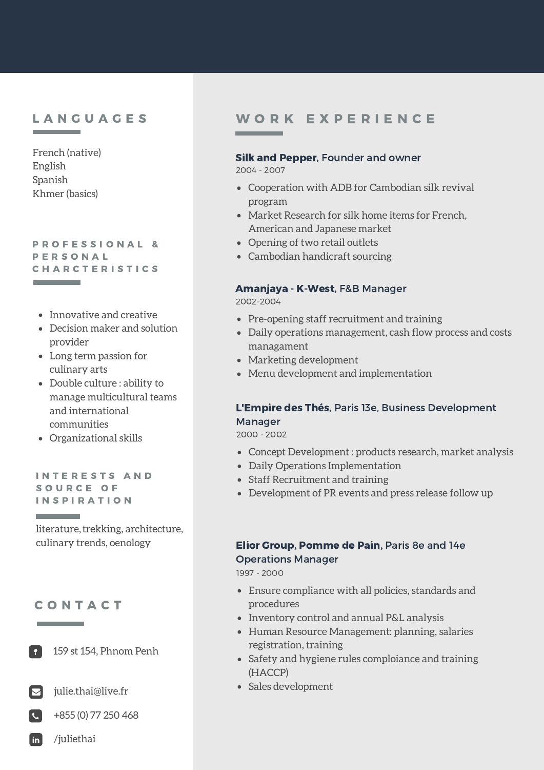## LANGUAGES

French (native)
English
Spanish
Khmer (basics)

## PROFESSIONAL & PERSONAL CHARCTERISTICS

- Innovative and creative
- Decision maker and solution provider
- Long term passion for culinary arts
- Double culture : ability to manage multicultural teams and international communities
- Organizational skills

## INTERESTS AND SOURCE OF INSPIRATION

literature, trekking, architecture, culinary trends, oenology

## CONTACT

159 st 154, Phnom Penh

julie.thai@live.fr

+855 (0) 77 250 468

/juliethai

## WORK EXPERIENCE

### **Silk and Pepper**, Founder and owner

2004 - 2007

- Cooperation with ADB for Cambodian silk revival program
- Market Research for silk home items for French, American and Japanese market
- Opening of two retail outlets
- Cambodian handicraft sourcing

### **Amanjaya - K-West**, F&B Manager

2002-2004

- Pre-opening staff recruitment and training
- Daily operations management, cash flow process and costs managament
- Marketing development
- Menu development and implementation

### **L'Empire des Thés**, Paris 13e, Business Development Manager

2000 - 2002

- Concept Development : products research, market analysis
- Daily Operations Implementation
- Staff Recruitment and training
- Development of PR events and press release follow up

### **Elior Group, Pomme de Pain**, Paris 8e and 14e Operations Manager

1997 - 2000

- Ensure compliance with all policies, standards and procedures
- Inventory control and annual P&L analysis
- Human Resource Management: planning, salaries registration, training
- Safety and hygiene rules comploiance and training (HACCP)
- Sales development